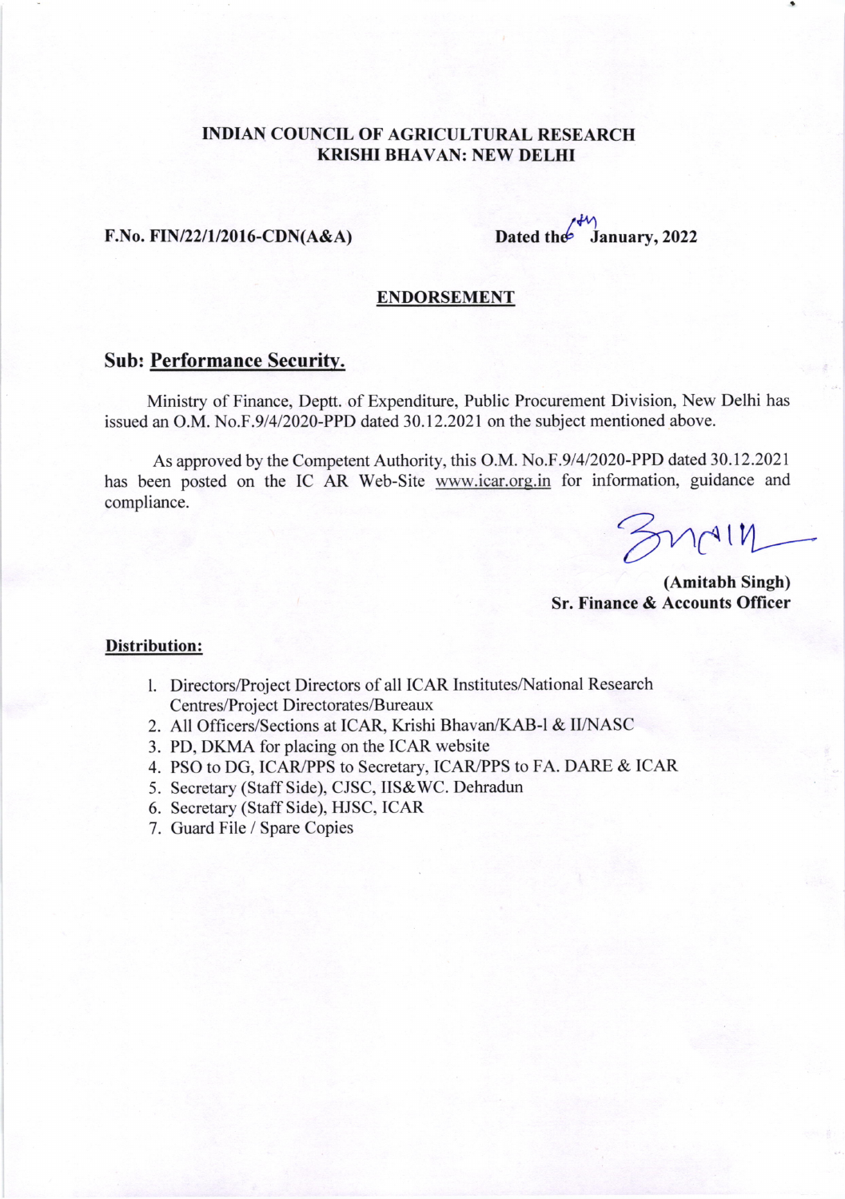**INDIAN COUNCIL OF AGRICULTURAL RESEARCH**
**KRISHI BHAVAN: NEW DELHI**

**F.No. FIN/22/1/2016-CDN(A&A)** **Dated the 6th January, 2022**

**ENDORSEMENT**

## Sub: Performance Security.

Ministry of Finance, Deptt. of Expenditure, Public Procurement Division, New Delhi has issued an O.M. No.F.9/4/2020-PPD dated 30.12.2021 on the subject mentioned above.

As approved by the Competent Authority, this O.M. No.F.9/4/2020-PPD dated 30.12.2021 has been posted on the IC AR Web-Site www.icar.org.in for information, guidance and compliance.

**(Amitabh Singh)**
**Sr. Finance & Accounts Officer**

**Distribution:**

1. Directors/Project Directors of all ICAR Institutes/National Research Centres/Project Directorates/Bureaux
2. All Officers/Sections at ICAR, Krishi Bhavan/KAB-l & II/NASC
3. PD, DKMA for placing on the ICAR website
4. PSO to DG, ICAR/PPS to Secretary, ICAR/PPS to FA. DARE & ICAR
5. Secretary (Staff Side), CJSC, IIS&WC. Dehradun
6. Secretary (Staff Side), HJSC, ICAR
7. Guard File / Spare Copies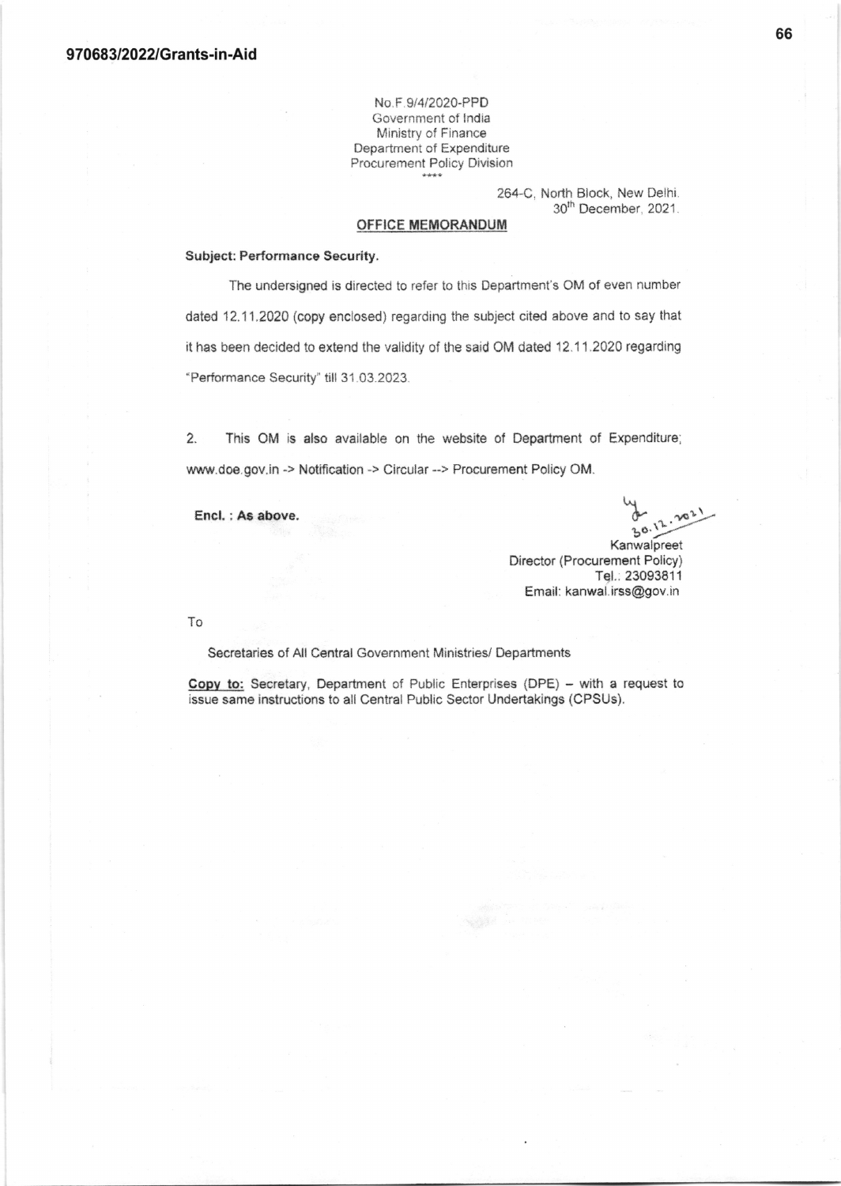No.F.9/4/2020-PPD
Government of India
Ministry of Finance
Department of Expenditure
Procurement Policy Division
\*\*\*\*

264-C, North Block, New Delhi.
30th December, 2021.

## OFFICE MEMORANDUM

**Subject: Performance Security.**

The undersigned is directed to refer to this Department's OM of even number dated 12.11.2020 (copy enclosed) regarding the subject cited above and to say that it has been decided to extend the validity of the said OM dated 12.11.2020 regarding "Performance Security" till 31.03.2023.

2. This OM is also available on the website of Department of Expenditure; www.doe.gov.in -> Notification -> Circular --> Procurement Policy OM.

**Encl. : As above.**

30.12.2021
Kanwalpreet
Director (Procurement Policy)
Tel.: 23093811
Email: kanwal.irss@gov.in

To

Secretaries of All Central Government Ministries/ Departments

**Copy to:** Secretary, Department of Public Enterprises (DPE) – with a request to issue same instructions to all Central Public Sector Undertakings (CPSUs).